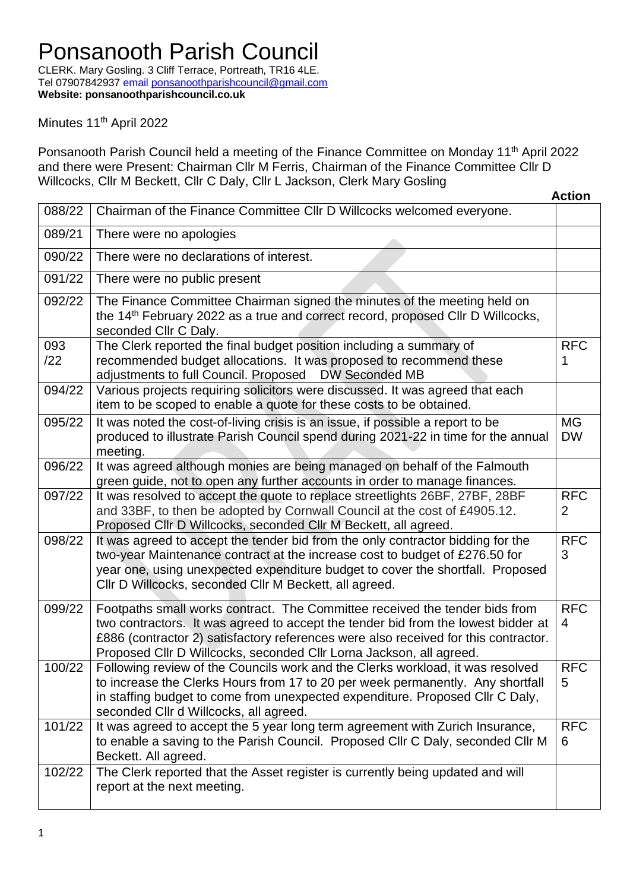# Ponsanooth Parish Council

CLERK. Mary Gosling. 3 Cliff Terrace, Portreath, TR16 4LE.
Tel 07907842937 email ponsanoothparishcouncil@gmail.com
**Website: ponsanoothparishcouncil.co.uk**

Minutes 11th April 2022

Ponsanooth Parish Council held a meeting of the Finance Committee on Monday 11th April 2022 and there were Present: Chairman Cllr M Ferris, Chairman of the Finance Committee Cllr D Willcocks, Cllr M Beckett, Cllr C Daly, Cllr L Jackson, Clerk Mary Gosling

| | | **Action** |
|---|---|---|
| 088/22 | Chairman of the Finance Committee Cllr D Willcocks welcomed everyone. | |
| 089/21 | There were no apologies | |
| 090/22 | There were no declarations of interest. | |
| 091/22 | There were no public present | |
| 092/22 | The Finance Committee Chairman signed the minutes of the meeting held on the 14th February 2022 as a true and correct record, proposed Cllr D Willcocks, seconded Cllr C Daly. | |
| 093 /22 | The Clerk reported the final budget position including a summary of recommended budget allocations. It was proposed to recommend these adjustments to full Council. Proposed DW Seconded MB | RFC 1 |
| 094/22 | Various projects requiring solicitors were discussed. It was agreed that each item to be scoped to enable a quote for these costs to be obtained. | |
| 095/22 | It was noted the cost-of-living crisis is an issue, if possible a report to be produced to illustrate Parish Council spend during 2021-22 in time for the annual meeting. | MG DW |
| 096/22 | It was agreed although monies are being managed on behalf of the Falmouth green guide, not to open any further accounts in order to manage finances. | |
| 097/22 | It was resolved to accept the quote to replace streetlights 26BF, 27BF, 28BF and 33BF, to then be adopted by Cornwall Council at the cost of £4905.12. Proposed Cllr D Willcocks, seconded Cllr M Beckett, all agreed. | RFC 2 |
| 098/22 | It was agreed to accept the tender bid from the only contractor bidding for the two-year Maintenance contract at the increase cost to budget of £276.50 for year one, using unexpected expenditure budget to cover the shortfall. Proposed Cllr D Willcocks, seconded Cllr M Beckett, all agreed. | RFC 3 |
| 099/22 | Footpaths small works contract. The Committee received the tender bids from two contractors. It was agreed to accept the tender bid from the lowest bidder at £886 (contractor 2) satisfactory references were also received for this contractor. Proposed Cllr D Willcocks, seconded Cllr Lorna Jackson, all agreed. | RFC 4 |
| 100/22 | Following review of the Councils work and the Clerks workload, it was resolved to increase the Clerks Hours from 17 to 20 per week permanently. Any shortfall in staffing budget to come from unexpected expenditure. Proposed Cllr C Daly, seconded Cllr d Willcocks, all agreed. | RFC 5 |
| 101/22 | It was agreed to accept the 5 year long term agreement with Zurich Insurance, to enable a saving to the Parish Council. Proposed Cllr C Daly, seconded Cllr M Beckett. All agreed. | RFC 6 |
| 102/22 | The Clerk reported that the Asset register is currently being updated and will report at the next meeting. | |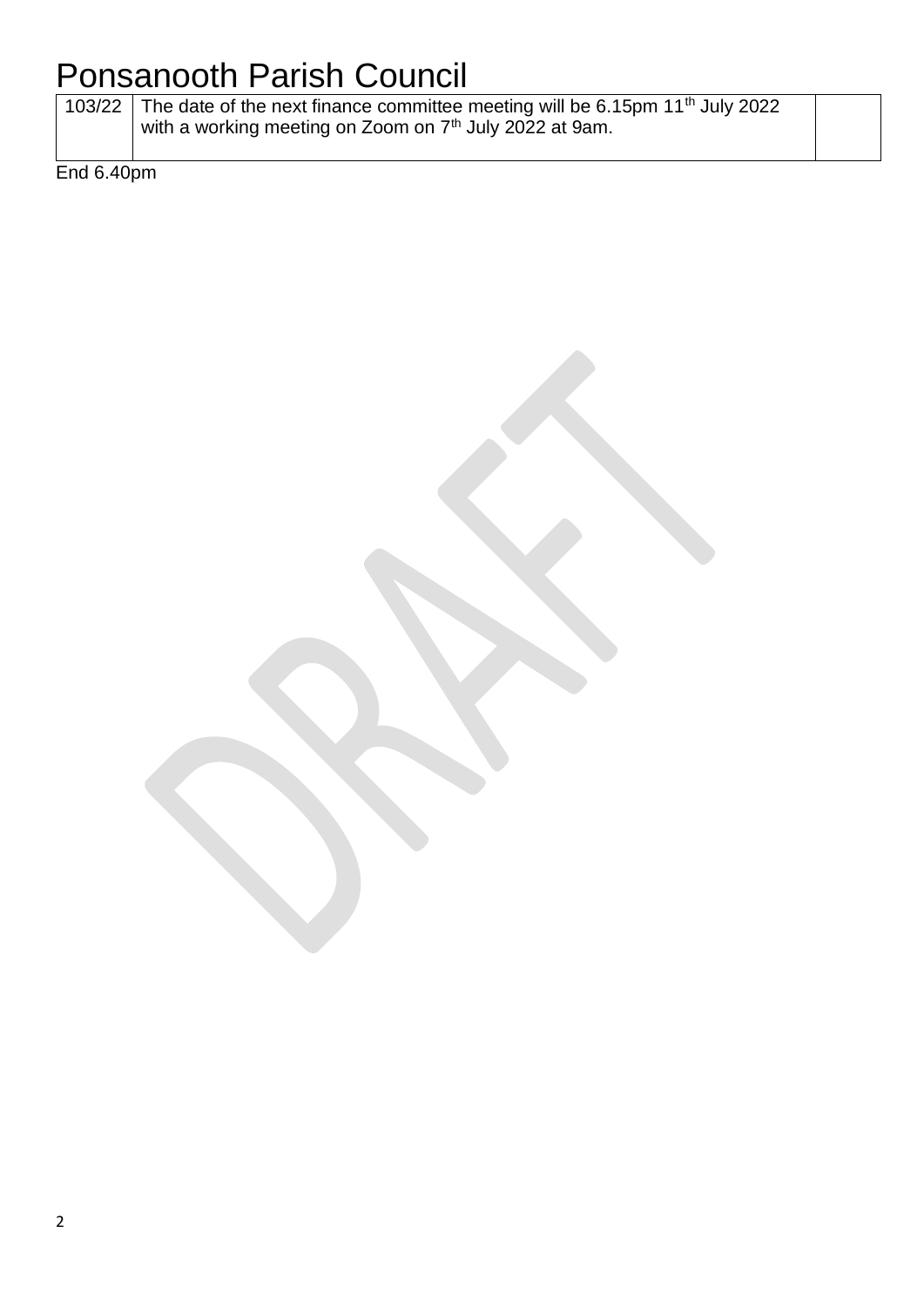# Ponsanooth Parish Council

| | | |
|---|---|---|
| 103/22 | The date of the next finance committee meeting will be 6.15pm 11th July 2022 with a working meeting on Zoom on 7th July 2022 at 9am. | |

End 6.40pm

DRAFT